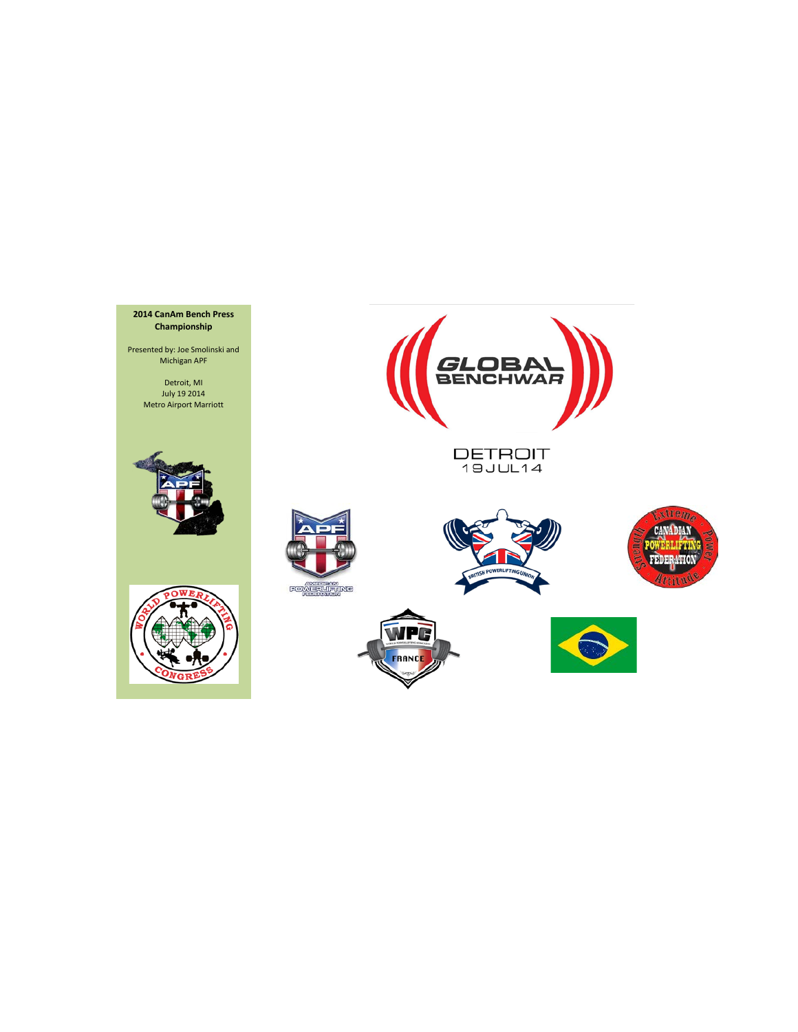**2014 CanAm Bench Press Championship**

Presented by: Joe Smolinski and Michigan APF

Detroit, MI
July 19 2014
Metro Airport Marriott

GLOBAL BENCHWAR

DETROIT
19JUL14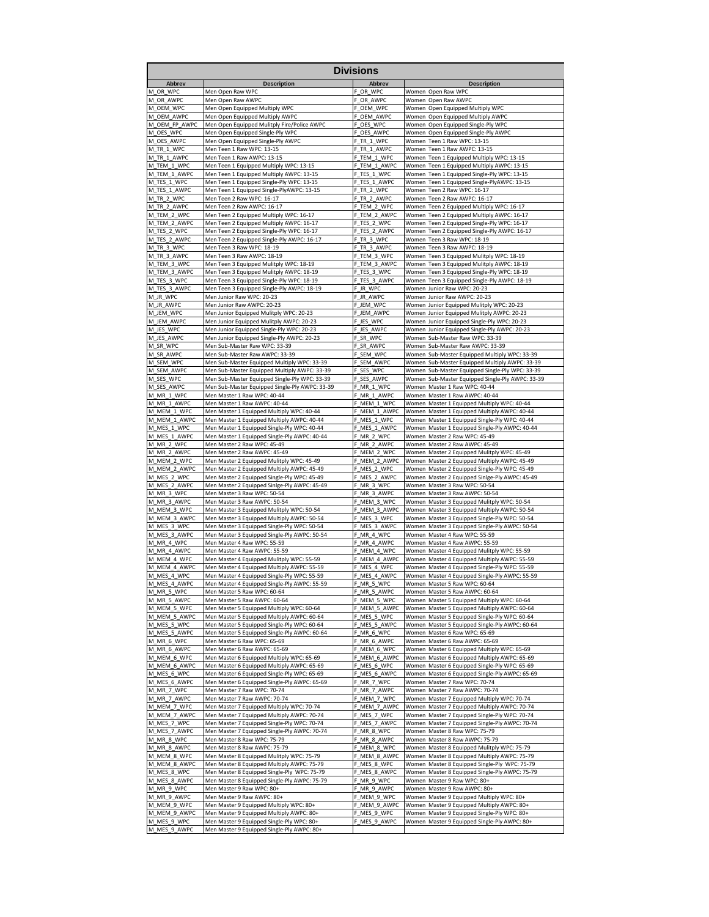# Divisions

| Abbrev | Description | Abbrev | Description |
|---|---|---|---|
| M_OR_WPC | Men Open Raw WPC | F_OR_WPC | Women Open Raw WPC |
| M_OR_AWPC | Men Open Raw AWPC | F_OR_AWPC | Women Open Raw AWPC |
| M_OEM_WPC | Men Open Equipped Multiply WPC | F_OEM_WPC | Women Open Equipped Multiply WPC |
| M_OEM_AWPC | Men Open Equipped Multiply AWPC | F_OEM_AWPC | Women Open Equipped Multiply AWPC |
| M_OEM_FP_AWPC | Men Open Equipped Mulitply Fire/Police AWPC | F_OES_WPC | Women Open Equipped Single-Ply WPC |
| M_OES_WPC | Men Open Equipped Single-Ply WPC | F_OES_AWPC | Women Open Equipped Single-Ply AWPC |
| M_OES_AWPC | Men Open Equipped Single-Ply AWPC | F_TR_1_WPC | Women Teen 1 Raw WPC: 13-15 |
| M_TR_1_WPC | Men Teen 1 Raw WPC: 13-15 | F_TR_1_AWPC | Women Teen 1 Raw AWPC: 13-15 |
| M_TR_1_AWPC | Men Teen 1 Raw AWPC: 13-15 | F_TEM_1_WPC | Women Teen 1 Equipped Multiply WPC: 13-15 |
| M_TEM_1_WPC | Men Teen 1 Equipped Multiply WPC: 13-15 | F_TEM_1_AWPC | Women Teen 1 Equipped Multiply AWPC: 13-15 |
| M_TEM_1_AWPC | Men Teen 1 Equipped Multiply AWPC: 13-15 | F_TES_1_WPC | Women Teen 1 Equipped Single-Ply WPC: 13-15 |
| M_TES_1_WPC | Men Teen 1 Equipped Single-Ply WPC: 13-15 | F_TES_1_AWPC | Women Teen 1 Equipped Single-PlyAWPC: 13-15 |
| M_TES_1_AWPC | Men Teen 1 Equipped Single-PlyAWPC: 13-15 | F_TR_2_WPC | Women Teen 2 Raw WPC: 16-17 |
| M_TR_2_WPC | Men Teen 2 Raw WPC: 16-17 | F_TR_2_AWPC | Women Teen 2 Raw AWPC: 16-17 |
| M_TR_2_AWPC | Men Teen 2 Raw AWPC: 16-17 | F_TEM_2_WPC | Women Teen 2 Equipped Multiply WPC: 16-17 |
| M_TEM_2_WPC | Men Teen 2 Equipped Multiply WPC: 16-17 | F_TEM_2_AWPC | Women Teen 2 Equipped Multiply AWPC: 16-17 |
| M_TEM_2_AWPC | Men Teen 2 Equipped Multiply AWPC: 16-17 | F_TES_2_WPC | Women Teen 2 Equipped Single-Ply WPC: 16-17 |
| M_TES_2_WPC | Men Teen 2 Equipped Single-Ply WPC: 16-17 | F_TES_2_AWPC | Women Teen 2 Equipped Single-Ply AWPC: 16-17 |
| M_TES_2_AWPC | Men Teen 2 Equipped Single-Ply AWPC: 16-17 | F_TR_3_WPC | Women Teen 3 Raw WPC: 18-19 |
| M_TR_3_WPC | Men Teen 3 Raw WPC: 18-19 | F_TR_3_AWPC | Women Teen 3 Raw AWPC: 18-19 |
| M_TR_3_AWPC | Men Teen 3 Raw AWPC: 18-19 | F_TEM_3_WPC | Women Teen 3 Equipped Mulitply WPC: 18-19 |
| M_TEM_3_WPC | Men Teen 3 Equipped Mulitply WPC: 18-19 | F_TEM_3_AWPC | Women Teen 3 Equipped Multiply AWPC: 18-19 |
| M_TEM_3_AWPC | Men Teen 3 Equipped Multiply AWPC: 18-19 | F_TES_3_WPC | Women Teen 3 Equipped Single-Ply WPC: 18-19 |
| M_TES_3_WPC | Men Teen 3 Equipped Single-Ply WPC: 18-19 | F_TES_3_AWPC | Women Teen 3 Equipped Single-Ply AWPC: 18-19 |
| M_TES_3_AWPC | Men Teen 3 Equipped Single-Ply AWPC: 18-19 | F_JR_WPC | Women Junior Raw WPC: 20-23 |
| M_JR_WPC | Men Junior Raw WPC: 20-23 | F_JR_AWPC | Women Junior Raw AWPC: 20-23 |
| M_JR_AWPC | Men Junior Raw AWPC: 20-23 | F_JEM_WPC | Women Junior Equipped Mulitply WPC: 20-23 |
| M_JEM_WPC | Men Junior Equipped Mulitply WPC: 20-23 | F_JEM_AWPC | Women Junior Equipped Mulitply AWPC: 20-23 |
| M_JEM_AWPC | Men Junior Equipped Mulitply AWPC: 20-23 | F_JES_WPC | Women Junior Equipped Single-Ply WPC: 20-23 |
| M_JES_WPC | Men Junior Equipped Single-Ply WPC: 20-23 | F_JES_AWPC | Women Junior Equipped Single-Ply AWPC: 20-23 |
| M_JES_AWPC | Men Junior Equipped Single-Ply AWPC: 20-23 | F_SR_WPC | Women Sub-Master Raw WPC: 33-39 |
| M_SR_WPC | Men Sub-Master Raw WPC: 33-39 | F_SR_AWPC | Women Sub-Master Raw AWPC: 33-39 |
| M_SR_AWPC | Men Sub-Master Raw AWPC: 33-39 | F_SEM_WPC | Women Sub-Master Equipped Multiply WPC: 33-39 |
| M_SEM_WPC | Men Sub-Master Equipped Multiply WPC: 33-39 | F_SEM_AWPC | Women Sub-Master Equipped Multiply AWPC: 33-39 |
| M_SEM_AWPC | Men Sub-Master Equipped Multiply AWPC: 33-39 | F_SES_WPC | Women Sub-Master Equipped Single-Ply WPC: 33-39 |
| M_SES_WPC | Men Sub-Master Equipped Single-Ply WPC: 33-39 | F_SES_AWPC | Women Sub-Master Equipped Single-Ply AWPC: 33-39 |
| M_SES_AWPC | Men Sub-Master Equipped Single-Ply AWPC: 33-39 | F_MR_1_WPC | Women Master 1 Raw WPC: 40-44 |
| M_MR_1_WPC | Men Master 1 Raw WPC: 40-44 | F_MR_1_AWPC | Women Master 1 Raw AWPC: 40-44 |
| M_MR_1_AWPC | Men Master 1 Raw AWPC: 40-44 | F_MEM_1_WPC | Women Master 1 Equipped Multiply WPC: 40-44 |
| M_MEM_1_WPC | Men Master 1 Equipped Multiply WPC: 40-44 | F_MEM_1_AWPC | Women Master 1 Equipped Multiply AWPC: 40-44 |
| M_MEM_1_AWPC | Men Master 1 Equipped Multiply AWPC: 40-44 | F_MES_1_WPC | Women Master 1 Equipped Single-Ply WPC: 40-44 |
| M_MES_1_WPC | Men Master 1 Equipped Single-Ply WPC: 40-44 | F_MES_1_AWPC | Women Master 1 Equipped Single-Ply AWPC: 40-44 |
| M_MES_1_AWPC | Men Master 1 Equipped Single-Ply AWPC: 40-44 | F_MR_2_WPC | Women Master 2 Raw WPC: 45-49 |
| M_MR_2_WPC | Men Master 2 Raw WPC: 45-49 | F_MR_2_AWPC | Women Master 2 Raw AWPC: 45-49 |
| M_MR_2_AWPC | Men Master 2 Raw AWPC: 45-49 | F_MEM_2_WPC | Women Master 2 Equipped Mulitply WPC: 45-49 |
| M_MEM_2_WPC | Men Master 2 Equipped Mulitply WPC: 45-49 | F_MEM_2_AWPC | Women Master 2 Equipped Multiply AWPC: 45-49 |
| M_MEM_2_AWPC | Men Master 2 Equipped Multiply AWPC: 45-49 | F_MES_2_WPC | Women Master 2 Equipped Single-Ply WPC: 45-49 |
| M_MES_2_WPC | Men Master 2 Equipped Single-Ply WPC: 45-49 | F_MES_2_AWPC | Women Master 2 Equipped Sinlge-Ply AWPC: 45-49 |
| M_MES_2_AWPC | Men Master 2 Equipped Sinlge-Ply AWPC: 45-49 | F_MR_3_WPC | Women Master 3 Raw WPC: 50-54 |
| M_MR_3_WPC | Men Master 3 Raw WPC: 50-54 | F_MR_3_AWPC | Women Master 3 Raw AWPC: 50-54 |
| M_MR_3_AWPC | Men Master 3 Raw AWPC: 50-54 | F_MEM_3_WPC | Women Master 3 Equipped Mulitply WPC: 50-54 |
| M_MEM_3_WPC | Men Master 3 Equipped Mulitply WPC: 50-54 | F_MEM_3_AWPC | Women Master 3 Equipped Multiply AWPC: 50-54 |
| M_MEM_3_AWPC | Men Master 3 Equipped Multiply AWPC: 50-54 | F_MES_3_WPC | Women Master 3 Equipped Single-Ply WPC: 50-54 |
| M_MES_3_WPC | Men Master 3 Equipped Single-Ply WPC: 50-54 | F_MES_3_AWPC | Women Master 3 Equipped Single-Ply AWPC: 50-54 |
| M_MES_3_AWPC | Men Master 3 Equipped Single-Ply AWPC: 50-54 | F_MR_4_WPC | Women Master 4 Raw WPC: 55-59 |
| M_MR_4_WPC | Men Master 4 Raw WPC: 55-59 | F_MR_4_AWPC | Women Master 4 Raw AWPC: 55-59 |
| M_MR_4_AWPC | Men Master 4 Raw AWPC: 55-59 | F_MEM_4_WPC | Women Master 4 Equipped Mulitply WPC: 55-59 |
| M_MEM_4_WPC | Men Master 4 Equipped Multiply WPC: 55-59 | F_MEM_4_AWPC | Women Master 4 Equipped Multiply AWPC: 55-59 |
| M_MEM_4_AWPC | Men Master 4 Equipped Multiply AWPC: 55-59 | F_MES_4_WPC | Women Master 4 Equipped Single-Ply WPC: 55-59 |
| M_MES_4_WPC | Men Master 4 Equipped Single-Ply WPC: 55-59 | F_MES_4_AWPC | Women Master 4 Equipped Single-Ply AWPC: 55-59 |
| M_MES_4_AWPC | Men Master 4 Equipped Single-Ply AWPC: 55-59 | F_MR_5_WPC | Women Master 5 Raw WPC: 60-64 |
| M_MR_5_WPC | Men Master 5 Raw WPC: 60-64 | F_MR_5_AWPC | Women Master 5 Raw AWPC: 60-64 |
| M_MR_5_AWPC | Men Master 5 Raw AWPC: 60-64 | F_MEM_5_WPC | Women Master 5 Equipped Multiply WPC: 60-64 |
| M_MEM_5_WPC | Men Master 5 Equipped Multiply WPC: 60-64 | F_MEM_5_AWPC | Women Master 5 Equipped Multiply AWPC: 60-64 |
| M_MEM_5_AWPC | Men Master 5 Equipped Multiply AWPC: 60-64 | F_MES_5_WPC | Women Master 5 Equipped Single-Ply WPC: 60-64 |
| M_MES_5_WPC | Men Master 5 Equipped Single-Ply WPC: 60-64 | F_MES_5_AWPC | Women Master 5 Equipped Single-Ply AWPC: 60-64 |
| M_MES_5_AWPC | Men Master 5 Equipped Single-Ply AWPC: 60-64 | F_MR_6_WPC | Women Master 6 Raw WPC: 65-69 |
| M_MR_6_WPC | Men Master 6 Raw WPC: 65-69 | F_MR_6_AWPC | Women Master 6 Raw AWPC: 65-69 |
| M_MR_6_AWPC | Men Master 6 Raw AWPC: 65-69 | F_MEM_6_WPC | Women Master 6 Equipped Multiply WPC: 65-69 |
| M_MEM_6_WPC | Men Master 6 Equipped Multiply WPC: 65-69 | F_MEM_6_AWPC | Women Master 6 Equipped Multiply AWPC: 65-69 |
| M_MEM_6_AWPC | Men Master 6 Equipped Multiply AWPC: 65-69 | F_MES_6_WPC | Women Master 6 Equipped Single-Ply WPC: 65-69 |
| M_MES_6_WPC | Men Master 6 Equipped Single-Ply WPC: 65-69 | F_MES_6_AWPC | Women Master 6 Equipped Single-Ply AWPC: 65-69 |
| M_MES_6_AWPC | Men Master 6 Equipped Single-Ply AWPC: 65-69 | F_MR_7_WPC | Women Master 7 Raw WPC: 70-74 |
| M_MR_7_WPC | Men Master 7 Raw WPC: 70-74 | F_MR_7_AWPC | Women Master 7 Raw AWPC: 70-74 |
| M_MR_7_AWPC | Men Master 7 Raw AWPC: 70-74 | F_MEM_7_WPC | Women Master 7 Equipped Multiply WPC: 70-74 |
| M_MEM_7_WPC | Men Master 7 Equipped Multiply WPC: 70-74 | F_MEM_7_AWPC | Women Master 7 Equipped Multiply AWPC: 70-74 |
| M_MEM_7_AWPC | Men Master 7 Equipped Multiply AWPC: 70-74 | F_MES_7_WPC | Women Master 7 Equipped Single-Ply WPC: 70-74 |
| M_MES_7_WPC | Men Master 7 Equipped Single-Ply WPC: 70-74 | F_MES_7_AWPC | Women Master 7 Equipped Single-Ply AWPC: 70-74 |
| M_MES_7_AWPC | Men Master 7 Equipped Single-Ply AWPC: 70-74 | F_MR_8_WPC | Women Master 8 Raw WPC: 75-79 |
| M_MR_8_WPC | Men Master 8 Raw WPC: 75-79 | F_MR_8_AWPC | Women Master 8 Raw AWPC: 75-79 |
| M_MR_8_AWPC | Men Master 8 Raw AWPC: 75-79 | F_MEM_8_WPC | Women Master 8 Equipped Mulitply WPC: 75-79 |
| M_MEM_8_WPC | Men Master 8 Equipped Multiply WPC: 75-79 | F_MEM_8_AWPC | Women Master 8 Equipped Mulitply AWPC: 75-79 |
| M_MEM_8_AWPC | Men Master 8 Equipped Mulitply AWPC: 75-79 | F_MES_8_WPC | Women Master 8 Equipped Single-Ply WPC: 75-79 |
| M_MES_8_WPC | Men Master 8 Equipped Single-Ply WPC: 75-79 | F_MES_8_AWPC | Women Master 8 Equipped Single-Ply AWPC: 75-79 |
| M_MES_8_AWPC | Men Master 8 Equipped Single-Ply AWPC: 75-79 | F_MR_9_WPC | Women Master 9 Raw WPC: 80+ |
| M_MR_9_WPC | Men Master 9 Raw WPC: 80+ | F_MR_9_AWPC | Women Master 9 Raw AWPC: 80+ |
| M_MR_9_AWPC | Men Master 9 Raw AWPC: 80+ | F_MEM_9_WPC | Women Master 9 Equipped Mulitply WPC: 80+ |
| M_MEM_9_WPC | Men Master 9 Equipped Mulitply WPC: 80+ | F_MEM_9_AWPC | Women Master 9 Equipped Multiply AWPC: 80+ |
| M_MEM_9_AWPC | Men Master 9 Equipped Multiply AWPC: 80+ | F_MES_9_WPC | Women Master 9 Equipped Single-Ply WPC: 80+ |
| M_MES_9_WPC | Men Master 9 Equipped Single-Ply WPC: 80+ | F_MES_9_AWPC | Women Master 9 Equipped Single-Ply AWPC: 80+ |
| M_MES_9_AWPC | Men Master 9 Equipped Single-Ply AWPC: 80+ | | |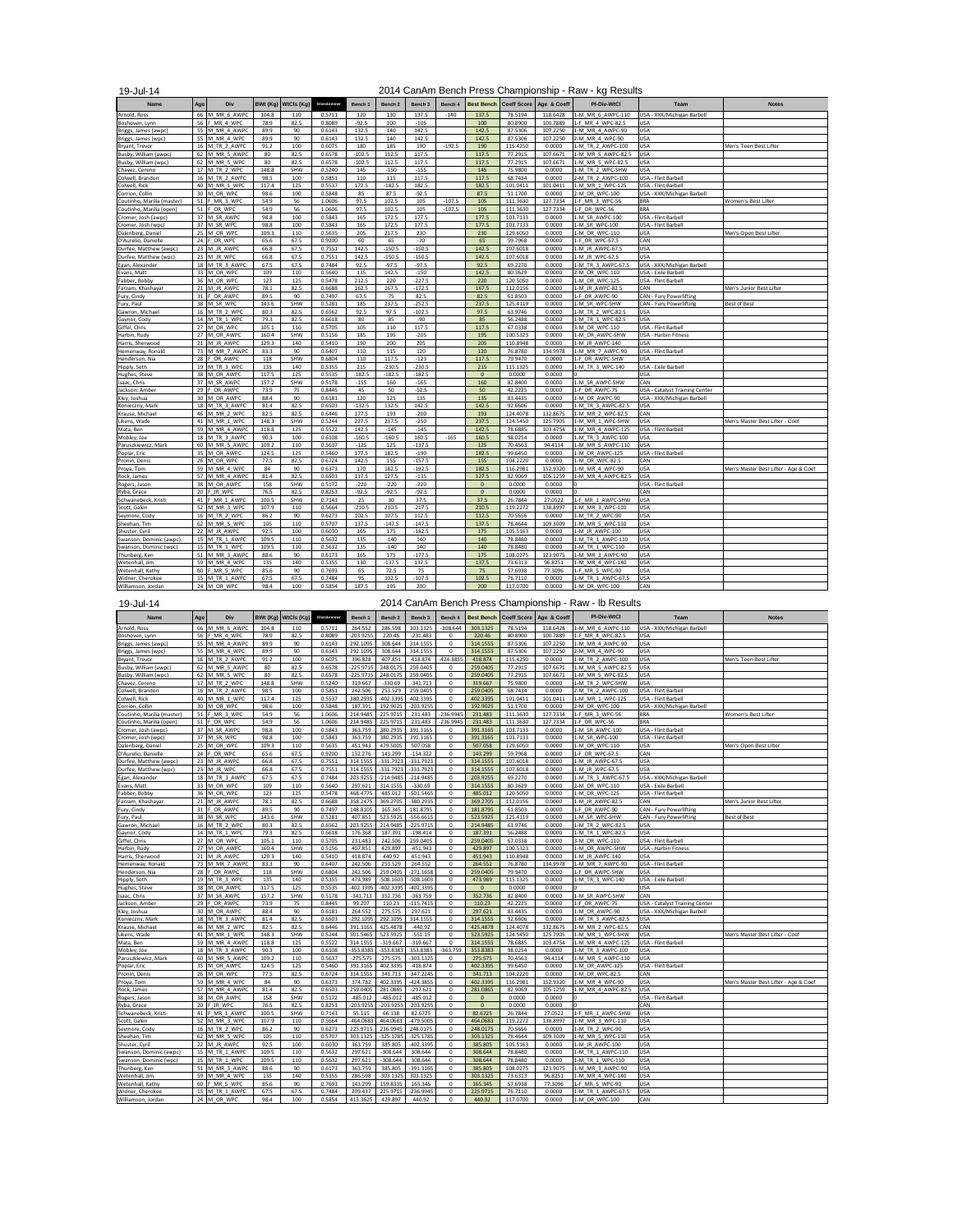19-Jul-14

# 2014 CanAm Bench Press Championship - Raw - kg Results

| Name | Age | Div | BWt (Kg) | WtCls (Kg) | Glossbrenner | Bench 1 | Bench 2 | Bench 3 | Bench 4 | Best Bench | Coeff Score | Age & Coeff | Pl-Div-WtCl | Team | Notes |
|---|---|---|---|---|---|---|---|---|---|---|---|---|---|---|---|
| Arnold, Ross | 66 | M_MR_6_AWPC | 104.8 | 110 | 0.5711 | 120 | 130 | 137.5 | -140 | 137.5 | 78.5194 | 118.6428 | 1-M_MR_6_AWPC-110 | USA - XXX/Michigan Barbell | |
| Boshoven, Lynn | 56 | F_MR_4_WPC | 78.9 | 82.5 | 0.8089 | -92.5 | 100 | -105 | | 100 | 80.8900 | 100.7889 | 1-F_MR_4_WPC-82.5 | USA | |
| Briggs, James (awpc) | 55 | M_MR_4_AWPC | 89.9 | 90 | 0.6143 | 132.5 | 140 | 142.5 | | 142.5 | 87.5306 | 107.2250 | 1-M_MR_4_AWPC-90 | USA | |
| Briggs, James (wpc) | 55 | M_MR_4_WPC | 89.9 | 90 | 0.6143 | 132.5 | 140 | 142.5 | | 142.5 | 87.5306 | 107.2250 | 2-M_MR_4_WPC-90 | USA | |
| Bryant, Trevor | 16 | M_TR_2_AWPC | 91.2 | 100 | 0.6075 | 180 | 185 | 190 | -192.5 | 190 | 115.4250 | 0.0000 | 1-M_TR_2_AWPC-100 | USA | Men's Teen Best Lifter |
| Busby, William (awpc) | 62 | M_MR_5_AWPC | 80 | 82.5 | 0.6578 | -102.5 | 112.5 | 117.5 | | 117.5 | 77.2915 | 107.6671 | 1-M_MR_5_AWPC-82.5 | USA | |
| Busby, William (wpc) | 62 | M_MR_5_WPC | 80 | 82.5 | 0.6578 | -102.5 | 112.5 | 117.5 | | 117.5 | 77.2915 | 107.6671 | 1-M_MR_5_WPC-82.5 | USA | |
| Chavez, Cereno | 17 | M_TR_2_WPC | 148.8 | SHW | 0.5240 | 145 | -150 | -155 | | 145 | 75.9800 | 0.0000 | 1-M_TR_2_WPC-SHW | USA | |
| Colwell, Brandon | 16 | M_TR_2_AWPC | 98.5 | 100 | 0.5851 | 110 | 115 | 117.5 | | 117.5 | 68.7434 | 0.0000 | 2-M_TR_2_AWPC-100 | USA - Flint Barbell | |
| Colwell, Rick | 40 | M_MR_1_WPC | 117.4 | 125 | 0.5537 | 172.5 | -182.5 | 182.5 | | 182.5 | 101.0411 | 101.0411 | 1-M_MR_1_WPC-125 | USA - Flint Barbell | |
| Corrion, Collin | 30 | M_OR_WPC | 98.6 | 100 | 0.5848 | 85 | 87.5 | -92.5 | | 87.5 | 51.1700 | 0.0000 | 2-M_OR_WPC-100 | USA - XXX/Michigan Barbell | |
| Coutinho, Marilia (master) | 51 | F_MR_3_WPC | 54.9 | 56 | 1.0606 | 97.5 | 102.5 | 105 | -107.5 | 105 | 111.3630 | 127.7334 | 1-F_MR_3_WPC-56 | BRA | Women's Best Lifter |
| Coutinho, Marilia (open) | 51 | F_OR_WPC | 54.9 | 56 | 1.0606 | 97.5 | 102.5 | 105 | -107.5 | 105 | 111.3630 | 127.7334 | 1-F_OR_WPC-56 | BRA | |
| Cromer, Josh (awpc) | 37 | M_SR_AWPC | 98.8 | 100 | 0.5843 | 165 | 172.5 | 177.5 | | 177.5 | 103.7133 | 0.0000 | 1-M_SR_AWPC-100 | USA - Flint Barbell | |
| Cromer, Josh (wpc) | 37 | M_SR_WPC | 98.8 | 100 | 0.5843 | 165 | 172.5 | 177.5 | | 177.5 | 103.7133 | 0.0000 | 1-M_SR_WPC-100 | USA - Flint Barbell | |
| Dalenberg, Daniel | 25 | M_OR_WPC | 109.3 | 110 | 0.5635 | 205 | 217.5 | 230 | | 230 | 129.6050 | 0.0000 | 1-M_OR_WPC-110 | USA | Men's Open Best Lifter |
| D'Aurelio, Danielle | 24 | F_OR_WPC | 65.6 | 67.5 | 0.9200 | 60 | 65 | -70 | | 65 | 59.7968 | 0.0000 | 1-F_OR_WPC-67.5 | CAN | |
| Durfee, Matthew (awpc) | 23 | M_JR_AWPC | 66.8 | 67.5 | 0.7551 | 142.5 | -150.5 | -150.5 | | 142.5 | 107.6018 | 0.0000 | 1-M_JR_AWPC-67.5 | USA | |
| Durfee, Matthew (wpc) | 23 | M_JR_WPC | 66.8 | 67.5 | 0.7551 | 142.5 | -150.5 | -150.5 | | 142.5 | 107.6018 | 0.0000 | 1-M_JR_WPC-67.5 | USA | |
| Egan, Alexander | 18 | M_TR_3_AWPC | 67.5 | 67.5 | 0.7484 | 92.5 | -97.5 | -97.5 | | 92.5 | 69.2270 | 0.0000 | 1-M_TR_3_AWPC-67.5 | USA - XXX/Michigan Barbell | |
| Evans, Matt | 33 | M_OR_WPC | 109 | 110 | 0.5640 | 135 | 142.5 | -150 | | 142.5 | 80.3629 | 0.0000 | 2-M_OR_WPC-110 | USA - Exile Barbell | |
| Fabber, Bobby | 36 | M_OR_WPC | 123 | 125 | 0.5478 | 212.5 | 220 | -227.5 | | 220 | 120.5050 | 0.0000 | 1-M_OR_WPC-125 | USA - Flint Barbell | |
| Farzam, Khashayar | 21 | M_JR_AWPC | 78.1 | 82.5 | 0.6688 | 162.5 | 167.5 | -172.5 | | 167.5 | 112.0156 | 0.0000 | 1-M_JR_AWPC-82.5 | CAN | Men's Junior Best Lifter |
| Fury, Cindy | 31 | F_OR_AWPC | 89.5 | 90 | 0.7497 | 67.5 | 75 | 82.5 | | 82.5 | 61.8503 | 0.0000 | 1-F_OR_AWPC-90 | CAN - Fury Powerlifting | |
| Fury, Paul | 38 | M_SR_WPC | 143.6 | SHW | 0.5281 | 185 | 237.5 | -252.5 | | 237.5 | 125.4119 | 0.0000 | 1-M_SR_WPC-SHW | CAN - Fury Powerlifting | Best of Best |
| Gawron, Michael | 16 | M_TR_2_WPC | 80.3 | 82.5 | 0.6562 | 92.5 | 97.5 | -102.5 | | 97.5 | 63.9746 | 0.0000 | 1-M_TR_2_WPC-82.5 | USA | |
| Gaynor, Cody | 14 | M_TR_1_WPC | 79.3 | 82.5 | 0.6618 | 80 | 85 | -90 | | 85 | 56.2488 | 0.0000 | 1-M_TR_1_WPC-82.5 | USA | |
| Giffel, Chris | 27 | M_OR_WPC | 105.1 | 110 | 0.5705 | 105 | 110 | 117.5 | | 117.5 | 67.0338 | 0.0000 | 3-M_OR_WPC-110 | USA - Flint Barbell | |
| Harbin, Rudy | 27 | M_OR_AWPC | 160.4 | SHW | 0.5156 | 185 | 195 | -205 | | 195 | 100.5323 | 0.0000 | 1-M_OR_AWPC-SHW | USA - Harbin Fitness | |
| Harris, Sherwood | 21 | M_JR_AWPC | 129.3 | 140 | 0.5410 | 190 | 200 | 205 | | 205 | 110.8948 | 0.0000 | 1-M_JR_AWPC-140 | USA | |
| Hemenway, Ronald | 73 | M_MR_7_AWPC | 83.3 | 90 | 0.6407 | 110 | 115 | 120 | | 120 | 76.8780 | 134.9978 | 1-M_MR_7_AWPC-90 | USA - Flint Barbell | |
| Henderson, Nia | 28 | F_OR_AWPC | 118 | SHW | 0.6804 | 110 | 117.5 | -123 | | 117.5 | 79.9470 | 0.0000 | 1-F_OR_AWPC-SHW | USA | |
| Hippy, Seth | 19 | M_TR_3_WPC | 135 | 140 | 0.5355 | 215 | -230.5 | -230.5 | | 215 | 115.1325 | 0.0000 | 1-M_TR_3_WPC-140 | USA - Exile Barbell | |
| Hughes, Steve | 38 | M_OR_AWPC | 117.5 | 125 | 0.5535 | -182.5 | -182.5 | -182.5 | | 0 | 0.0000 | 0.0000 | 0 | USA | |
| Isaac, Chris | 37 | M_SR_AWPC | 157.2 | SHW | 0.5178 | -155 | 160 | -165 | | 160 | 82.8400 | 0.0000 | 1-M_SR_AWPC-SHW | CAN | |
| Jackson, Amber | 29 | F_OR_AWPC | 73.9 | 75 | 0.8445 | 45 | 50 | -52.5 | | 50 | 42.2225 | 0.0000 | 1-F_OR_AWPC-75 | USA - Catalyst Training Center | |
| Kley, Joshua | 30 | M_OR_AWPC | 88.4 | 90 | 0.6181 | 120 | 125 | 135 | | 135 | 83.4435 | 0.0000 | 1-M_OR_AWPC-90 | USA - XXX/Michigan Barbell | |
| Konieczny, Mark | 18 | M_TR_3_AWPC | 81.4 | 82.5 | 0.6503 | -132.5 | 132.5 | 142.5 | | 142.5 | 92.6606 | 0.0000 | 1-M_TR_3_AWPC-82.5 | USA | |
| Krause, Michael | 46 | M_MR_2_WPC | 82.5 | 82.5 | 0.6446 | 177.5 | 193 | -200 | | 193 | 124.4078 | 132.8675 | 1-M_MR_2_WPC-82.5 | CAN | |
| Likens, Wade | 41 | M_MR_1_WPC | 148.3 | SHW | 0.5244 | 227.5 | 237.5 | -250 | | 237.5 | 124.5450 | 125.7905 | 1-M_MR_1_WPC-SHW | USA | Men's Master Best Lifter - Coef |
| Mata, Ben | 59 | M_MR_4_AWPC | 118.8 | 125 | 0.5522 | 142.5 | -145 | -145 | | 142.5 | 78.6885 | 103.4754 | 1-M_MR_4_AWPC-125 | USA - Flint Barbell | |
| Mobley, Joe | 18 | M_TR_3_AWPC | 90.3 | 100 | 0.6108 | -160.5 | -160.5 | 160.5 | -165 | 160.5 | 98.0254 | 0.0000 | 1-M_TR_3_AWPC-100 | USA | |
| Paruszkiewicz, Mark | 60 | M_MR_5_AWPC | 109.2 | 110 | 0.5637 | -125 | 125 | -137.5 | | 125 | 70.4563 | 94.4114 | 1-M_MR_5_AWPC-110 | USA | |
| Poplar, Eric | 35 | M_OR_AWPC | 124.5 | 125 | 0.5460 | 177.5 | 182.5 | -190 | | 182.5 | 99.6450 | 0.0000 | 1-M_OR_AWPC-125 | USA - Flint Barbell | |
| Pronin, Denis | 26 | M_OR_WPC | 77.5 | 82.5 | 0.6724 | 142.5 | 155 | -157.5 | | 155 | 104.2220 | 0.0000 | 1-M_OR_WPC-82.5 | CAN | |
| Proya, Tom | 59 | M_MR_4_WPC | 84 | 90 | 0.6373 | 170 | 182.5 | -192.5 | | 182.5 | 116.2981 | 152.9320 | 1-M_MR_4_WPC-90 | USA | Men's Master Best Lifter - Age & Coef |
| Rock, James | 57 | M_MR_4_AWPC | 81.4 | 82.5 | 0.6503 | 117.5 | 127.5 | -135 | | 127.5 | 82.9069 | 105.1259 | 1-M_MR_4_AWPC-82.5 | USA | |
| Rogers, Jason | 38 | M_OR_AWPC | 158 | SHW | 0.5172 | -220 | -220 | -220 | | 0 | 0.0000 | 0.0000 | 0 | USA - Flint Barbell | |
| Ryba, Grace | 20 | F_JR_WPC | 76.5 | 82.5 | 0.8253 | -92.5 | -92.5 | -92.5 | | 0 | 0.0000 | 0.0000 | 0 | CAN | |
| Schwanebeck, Kristi | 41 | F_MR_1_AWPC | 100.5 | SHW | 0.7143 | 25 | 30 | 37.5 | | 37.5 | 26.7844 | 27.0522 | 1-F_MR_1_AWPC-SHW | USA | |
| Scott, Galen | 52 | M_MR_3_WPC | 107.9 | 110 | 0.5664 | -210.5 | 210.5 | -217.5 | | 210.5 | 119.2272 | 138.8997 | 1-M_MR_3_WPC-110 | USA | |
| Seymore, Cody | 16 | M_TR_2_WPC | 86.2 | 90 | 0.6273 | 102.5 | 107.5 | 112.5 | | 112.5 | 70.5656 | 0.0000 | 1-M_TR_2_WPC-90 | USA | |
| Sheehan, Tim | 62 | M_MR_5_WPC | 105 | 110 | 0.5707 | 137.5 | -147.5 | -147.5 | | 137.5 | 78.4644 | 109.3009 | 1-M_MR_5_WPC-110 | USA | |
| Shuster, Cyril | 22 | M_JR_AWPC | 92.5 | 100 | 0.6030 | 165 | 175 | -182.5 | | 175 | 105.5163 | 0.0000 | 1-M_JR_AWPC-100 | USA | |
| Swanson, Dominic (awpc) | 15 | M_TR_1_AWPC | 109.5 | 110 | 0.5632 | 135 | -140 | 140 | | 140 | 78.8480 | 0.0000 | 1-M_TR_1_AWPC-110 | USA | |
| Swanson, Dominic (wpc) | 15 | M_TR_1_WPC | 109.5 | 110 | 0.5632 | 135 | -140 | 140 | | 140 | 78.8480 | 0.0000 | 1-M_TR_1_WPC-110 | USA | |
| Thunberg, Ken | 51 | M_MR_3_AWPC | 88.6 | 90 | 0.6173 | 165 | 175 | -177.5 | | 175 | 108.0275 | 123.9075 | 1-M_MR_3_AWPC-90 | USA | |
| Wetenhall, Jim | 59 | M_MR_4_WPC | 135 | 140 | 0.5355 | 130 | -137.5 | 137.5 | | 137.5 | 73.6313 | 96.8251 | 1-M_MR_4_WPC-140 | USA | |
| Wetenhall, Kathy | 60 | F_MR_5_WPC | 85.6 | 90 | 0.7693 | 65 | 72.5 | 75 | | 75 | 57.6938 | 77.3096 | 1-F_MR_5_WPC-90 | USA | |
| Widner, Cherokee | 15 | M_TR_1_AWPC | 67.5 | 67.5 | 0.7484 | 95 | 102.5 | -107.5 | | 102.5 | 76.7110 | 0.0000 | 1-M_TR_1_AWPC-67.5 | USA | |
| Williamson, Jordan | 24 | M_OR_WPC | 98.4 | 100 | 0.5854 | 187.5 | 195 | 200 | | 200 | 117.0700 | 0.0000 | 1-M_OR_WPC-100 | CAN | |

19-Jul-14

# 2014 CanAm Bench Press Championship - Raw - lb Results

| Name | Age | Div | BWt (Kg) | WtCls (Kg) | Glossbrenner | Bench 1 | Bench 2 | Bench 3 | Bench 4 | Best Bench | Coeff Score | Age & Coeff | Pl-Div-WtCl | Team | Notes |
|---|---|---|---|---|---|---|---|---|---|---|---|---|---|---|---|
| Arnold, Ross | 66 | M_MR_6_AWPC | 104.8 | 110 | 0.5711 | 264.552 | 286.598 | 303.1325 | -308.644 | 303.1325 | 78.5194 | 118.6428 | 1-M_MR_6_AWPC-110 | USA - XXX/Michigan Barbell | |
| Boshoven, Lynn | 56 | F_MR_4_WPC | 78.9 | 82.5 | 0.8089 | -203.9255 | 220.46 | -231.483 | 0 | 220.46 | 80.8900 | 100.7889 | 1-F_MR_4_WPC-82.5 | USA | |
| Briggs, James (awpc) | 55 | M_MR_4_AWPC | 89.9 | 90 | 0.6143 | 292.1095 | 308.644 | 314.1555 | 0 | 314.1555 | 87.5306 | 107.2250 | 1-M_MR_4_AWPC-90 | USA | |
| Briggs, James (wpc) | 55 | M_MR_4_WPC | 89.9 | 90 | 0.6143 | 292.1095 | 308.644 | 314.1555 | 0 | 314.1555 | 87.5306 | 107.2250 | 2-M_MR_4_WPC-90 | USA | |
| Bryant, Trevor | 16 | M_TR_2_AWPC | 91.2 | 100 | 0.6075 | 396.828 | 407.851 | 418.874 | -424.3855 | 418.874 | 115.4250 | 0.0000 | 1-M_TR_2_AWPC-100 | USA | Men's Teen Best Lifter |
| Busby, William (awpc) | 62 | M_MR_5_AWPC | 80 | 82.5 | 0.6578 | -225.9715 | 248.0175 | 259.0405 | 0 | 259.0405 | 77.2915 | 107.6671 | 1-M_MR_5_AWPC-82.5 | USA | |
| Busby, William (wpc) | 62 | M_MR_5_WPC | 80 | 82.5 | 0.6578 | -225.9715 | 248.0175 | 259.0405 | 0 | 259.0405 | 77.2915 | 107.6671 | 1-M_MR_5_WPC-82.5 | USA | |
| Chavez, Cereno | 17 | M_TR_2_WPC | 148.8 | SHW | 0.5240 | 319.667 | -330.69 | -341.713 | 0 | 319.667 | 75.9800 | 0.0000 | 1-M_TR_2_WPC-SHW | USA | |
| Colwell, Brandon | 16 | M_TR_2_AWPC | 98.5 | 100 | 0.5851 | 242.506 | 253.529 | 259.0405 | 0 | 259.0405 | 68.7434 | 0.0000 | 2-M_TR_2_AWPC-100 | USA - Flint Barbell | |
| Colwell, Rick | 40 | M_MR_1_WPC | 117.4 | 125 | 0.5537 | 380.2935 | -402.3395 | 402.3395 | 0 | 402.3395 | 101.0411 | 101.0411 | 1-M_MR_1_WPC-125 | USA - Flint Barbell | |
| Corrion, Collin | 30 | M_OR_WPC | 98.6 | 100 | 0.5848 | 187.391 | 192.9025 | -203.9255 | 0 | 192.9025 | 51.1700 | 0.0000 | 2-M_OR_WPC-100 | USA - XXX/Michigan Barbell | |
| Coutinho, Marilia (master) | 51 | F_MR_3_WPC | 54.9 | 56 | 1.0606 | 214.9485 | 225.9715 | 231.483 | -236.9945 | 231.483 | 111.3630 | 127.7334 | 1-F_MR_3_WPC-56 | BRA | Women's Best Lifter |
| Coutinho, Marilia (open) | 51 | F_OR_WPC | 54.9 | 56 | 1.0606 | 214.9485 | 225.9715 | 231.483 | -236.9945 | 231.483 | 111.3630 | 127.7334 | 1-F_OR_WPC-56 | BRA | |
| Cromer, Josh (awpc) | 37 | M_SR_AWPC | 98.8 | 100 | 0.5843 | 363.759 | 380.2935 | 391.3165 | 0 | 391.3165 | 103.7133 | 0.0000 | 1-M_SR_AWPC-100 | USA - Flint Barbell | |
| Cromer, Josh (wpc) | 37 | M_SR_WPC | 98.8 | 100 | 0.5843 | 363.759 | 380.2935 | 391.3165 | 0 | 391.3165 | 103.7133 | 0.0000 | 1-M_SR_WPC-100 | USA - Flint Barbell | |
| Dalenberg, Daniel | 25 | M_OR_WPC | 109.3 | 110 | 0.5635 | 451.943 | 479.5005 | 507.058 | 0 | 507.058 | 129.6050 | 0.0000 | 1-M_OR_WPC-110 | USA | Men's Open Best Lifter |
| D'Aurelio, Danielle | 24 | F_OR_WPC | 65.6 | 67.5 | 0.9200 | 132.276 | 143.299 | -154.322 | 0 | 143.299 | 59.7968 | 0.0000 | 1-F_OR_WPC-67.5 | CAN | |
| Durfee, Matthew (awpc) | 23 | M_JR_AWPC | 66.8 | 67.5 | 0.7551 | 314.1555 | -331.7923 | -331.7923 | 0 | 314.1555 | 107.6018 | 0.0000 | 1-M_JR_AWPC-67.5 | USA | |
| Durfee, Matthew (wpc) | 23 | M_JR_WPC | 66.8 | 67.5 | 0.7551 | 314.1555 | -331.7923 | -331.7923 | 0 | 314.1555 | 107.6018 | 0.0000 | 1-M_JR_WPC-67.5 | USA | |
| Egan, Alexander | 18 | M_TR_3_AWPC | 67.5 | 67.5 | 0.7484 | 203.9255 | -214.9485 | -214.9485 | 0 | 203.9255 | 69.2270 | 0.0000 | 1-M_TR_3_AWPC-67.5 | USA - XXX/Michigan Barbell | |
| Evans, Matt | 33 | M_OR_WPC | 109 | 110 | 0.5640 | 297.621 | 314.1555 | -330.69 | 0 | 314.1555 | 80.3629 | 0.0000 | 2-M_OR_WPC-110 | USA - Exile Barbell | |
| Fabber, Bobby | 36 | M_OR_WPC | 123 | 125 | 0.5478 | 468.4775 | 485.012 | -501.5465 | 0 | 485.012 | 120.5050 | 0.0000 | 1-M_OR_WPC-125 | USA - Flint Barbell | |
| Farzam, Khashayar | 21 | M_JR_AWPC | 78.1 | 82.5 | 0.6688 | 358.2475 | 369.2705 | -380.2935 | 0 | 369.2705 | 112.0156 | 0.0000 | 1-M_JR_AWPC-82.5 | CAN | Men's Junior Best Lifter |
| Fury, Cindy | 31 | F_OR_AWPC | 89.5 | 90 | 0.7497 | 148.8105 | 165.345 | 181.8795 | 0 | 181.8795 | 61.8503 | 0.0000 | 1-F_OR_AWPC-90 | CAN - Fury Powerlifting | |
| Fury, Paul | 38 | M_SR_WPC | 143.6 | SHW | 0.5281 | 407.851 | 523.5925 | -556.6615 | 0 | 523.5925 | 125.4119 | 0.0000 | 1-M_SR_WPC-SHW | CAN - Fury Powerlifting | Best of Best |
| Gawron, Michael | 16 | M_TR_2_WPC | 80.3 | 82.5 | 0.6562 | 203.9255 | 214.9485 | -225.9715 | 0 | 214.9485 | 63.9746 | 0.0000 | 1-M_TR_2_WPC-82.5 | USA | |
| Gaynor, Cody | 14 | M_TR_1_WPC | 79.3 | 82.5 | 0.6618 | 176.368 | 187.391 | -198.414 | 0 | 187.391 | 56.2488 | 0.0000 | 1-M_TR_1_WPC-82.5 | USA | |
| Giffel, Chris | 27 | M_OR_WPC | 105.1 | 110 | 0.5705 | 231.483 | 242.506 | 259.0405 | 0 | 259.0405 | 67.0338 | 0.0000 | 3-M_OR_WPC-110 | USA - Flint Barbell | |
| Harbin, Rudy | 27 | M_OR_AWPC | 160.4 | SHW | 0.5156 | 407.851 | 429.897 | -451.943 | 0 | 429.897 | 100.5323 | 0.0000 | 1-M_OR_AWPC-SHW | USA - Harbin Fitness | |
| Harris, Sherwood | 21 | M_JR_AWPC | 129.3 | 140 | 0.5410 | 418.874 | 440.92 | 451.943 | 0 | 451.943 | 110.8948 | 0.0000 | 1-M_JR_AWPC-140 | USA | |
| Hemenway, Ronald | 73 | M_MR_7_AWPC | 83.3 | 90 | 0.6407 | 242.506 | 253.529 | 264.552 | 0 | 264.552 | 76.8780 | 134.9978 | 1-M_MR_7_AWPC-90 | USA - Flint Barbell | |
| Henderson, Nia | 28 | F_OR_AWPC | 118 | SHW | 0.6804 | 242.506 | 259.0405 | -271.1658 | 0 | 259.0405 | 79.9470 | 0.0000 | 1-F_OR_AWPC-SHW | USA | |
| Hippy, Seth | 19 | M_TR_3_WPC | 135 | 140 | 0.5355 | 473.989 | -508.1603 | -508.1603 | 0 | 473.989 | 115.1325 | 0.0000 | 1-M_TR_3_WPC-140 | USA - Exile Barbell | |
| Hughes, Steve | 38 | M_OR_AWPC | 117.5 | 125 | 0.5535 | -402.3395 | -402.3395 | -402.3395 | 0 | 0 | 0.0000 | 0.0000 | 0 | USA | |
| Isaac, Chris | 37 | M_SR_AWPC | 157.2 | SHW | 0.5178 | -341.713 | 352.736 | -363.759 | 0 | 352.736 | 82.8400 | 0.0000 | 1-M_SR_AWPC-SHW | CAN | |
| Jackson, Amber | 29 | F_OR_AWPC | 73.9 | 75 | 0.8445 | 99.207 | 110.23 | -115.7415 | 0 | 110.23 | 42.2225 | 0.0000 | 1-F_OR_AWPC-75 | USA - Catalyst Training Center | |
| Kley, Joshua | 30 | M_OR_AWPC | 88.4 | 90 | 0.6181 | 264.552 | 275.575 | 297.621 | 0 | 297.621 | 83.4435 | 0.0000 | 1-M_OR_AWPC-90 | USA - XXX/Michigan Barbell | |
| Konieczny, Mark | 18 | M_TR_3_AWPC | 81.4 | 82.5 | 0.6503 | -292.1095 | 292.1095 | 314.1555 | 0 | 314.1555 | 92.6606 | 0.0000 | 1-M_TR_3_AWPC-82.5 | USA | |
| Krause, Michael | 46 | M_MR_2_WPC | 82.5 | 82.5 | 0.6446 | 391.3165 | 425.4878 | -440.92 | 0 | 425.4878 | 124.4078 | 132.8675 | 1-M_MR_2_WPC-82.5 | CAN | |
| Likens, Wade | 41 | M_MR_1_WPC | 148.3 | SHW | 0.5244 | 501.5465 | 523.5925 | -551.15 | 0 | 523.5925 | 124.5450 | 125.7905 | 1-M_MR_1_WPC-SHW | USA | Men's Master Best Lifter - Coef |
| Mata, Ben | 59 | M_MR_4_AWPC | 118.8 | 125 | 0.5522 | 314.1555 | -319.667 | -319.667 | 0 | 314.1555 | 78.6885 | 103.4754 | 1-M_MR_4_AWPC-125 | USA - Flint Barbell | |
| Mobley, Joe | 18 | M_TR_3_AWPC | 90.3 | 100 | 0.6108 | -353.8383 | -353.8383 | 353.8383 | -363.759 | 353.8383 | 98.0254 | 0.0000 | 1-M_TR_3_AWPC-100 | USA | |
| Paruszkiewicz, Mark | 60 | M_MR_5_AWPC | 109.2 | 110 | 0.5637 | -275.575 | 275.575 | -303.1325 | 0 | 275.575 | 70.4563 | 94.4114 | 1-M_MR_5_AWPC-110 | USA | |
| Poplar, Eric | 35 | M_OR_AWPC | 124.5 | 125 | 0.5460 | 391.3165 | 402.3395 | -418.874 | 0 | 402.3395 | 99.6450 | 0.0000 | 1-M_OR_AWPC-125 | USA - Flint Barbell | |
| Pronin, Denis | 26 | M_OR_WPC | 77.5 | 82.5 | 0.6724 | 314.1555 | 341.713 | -347.2245 | 0 | 341.713 | 104.2220 | 0.0000 | 1-M_OR_WPC-82.5 | CAN | |
| Proya, Tom | 59 | M_MR_4_WPC | 84 | 90 | 0.6373 | 374.782 | 402.3395 | -424.3855 | 0 | 402.3395 | 116.2981 | 152.9320 | 1-M_MR_4_WPC-90 | USA | Men's Master Best Lifter - Age & Coef |
| Rock, James | 57 | M_MR_4_AWPC | 81.4 | 82.5 | 0.6503 | 259.0405 | 281.0865 | -297.621 | 0 | 281.0865 | 82.9069 | 105.1259 | 1-M_MR_4_AWPC-82.5 | USA | |
| Rogers, Jason | 38 | M_OR_AWPC | 158 | SHW | 0.5172 | -485.012 | -485.012 | -485.012 | 0 | 0 | 0.0000 | 0.0000 | 0 | USA - Flint Barbell | |
| Ryba, Grace | 20 | F_JR_WPC | 76.5 | 82.5 | 0.8253 | -203.9255 | -203.9255 | -203.9255 | 0 | 0 | 0.0000 | 0.0000 | 0 | CAN | |
| Schwanebeck, Kristi | 41 | F_MR_1_AWPC | 100.5 | SHW | 0.7143 | 55.115 | 66.138 | 82.6725 | 0 | 82.6725 | 26.7844 | 27.0522 | 1-F_MR_1_AWPC-SHW | USA | |
| Scott, Galen | 52 | M_MR_3_WPC | 107.9 | 110 | 0.5664 | -464.0683 | 464.0683 | -479.5005 | 0 | 464.0683 | 119.2272 | 138.8997 | 1-M_MR_3_WPC-110 | USA | |
| Seymore, Cody | 16 | M_TR_2_WPC | 86.2 | 90 | 0.6273 | 225.9715 | 236.9945 | 248.0175 | 0 | 248.0175 | 70.5656 | 0.0000 | 1-M_TR_2_WPC-90 | USA | |
| Sheehan, Tim | 62 | M_MR_5_WPC | 105 | 110 | 0.5707 | 303.1325 | -325.1785 | -325.1785 | 0 | 303.1325 | 78.4644 | 109.3009 | 1-M_MR_5_WPC-110 | USA | |
| Shuster, Cyril | 22 | M_JR_AWPC | 92.5 | 100 | 0.6030 | 363.759 | 385.805 | -402.3395 | 0 | 385.805 | 105.5163 | 0.0000 | 1-M_JR_AWPC-100 | USA | |
| Swanson, Dominic (awpc) | 15 | M_TR_1_AWPC | 109.5 | 110 | 0.5632 | 297.621 | -308.644 | 308.644 | 0 | 308.644 | 78.8480 | 0.0000 | 1-M_TR_1_AWPC-110 | USA | |
| Swanson, Dominic (wpc) | 15 | M_TR_1_WPC | 109.5 | 110 | 0.5632 | 297.621 | -308.644 | 308.644 | 0 | 308.644 | 78.8480 | 0.0000 | 1-M_TR_1_WPC-110 | USA | |
| Thunberg, Ken | 51 | M_MR_3_AWPC | 88.6 | 90 | 0.6173 | 363.759 | 385.805 | -391.3165 | 0 | 385.805 | 108.0275 | 123.9075 | 1-M_MR_3_AWPC-90 | USA | |
| Wetenhall, Jim | 59 | M_MR_4_WPC | 135 | 140 | 0.5355 | 286.598 | -303.1325 | 303.1325 | 0 | 303.1325 | 73.6313 | 96.8251 | 1-M_MR_4_WPC-140 | USA | |
| Wetenhall, Kathy | 60 | F_MR_5_WPC | 85.6 | 90 | 0.7693 | 143.299 | 159.8335 | 165.345 | 0 | 165.345 | 57.6938 | 77.3096 | 1-F_MR_5_WPC-90 | USA | |
| Widner, Cherokee | 15 | M_TR_1_AWPC | 67.5 | 67.5 | 0.7484 | 209.437 | 225.9715 | -236.9945 | 0 | 225.9715 | 76.7110 | 0.0000 | 1-M_TR_1_AWPC-67.5 | USA | |
| Williamson, Jordan | 24 | M_OR_WPC | 98.4 | 100 | 0.5854 | 413.3625 | 429.897 | 440.92 | 0 | 440.92 | 117.0700 | 0.0000 | 1-M_OR_WPC-100 | CAN | |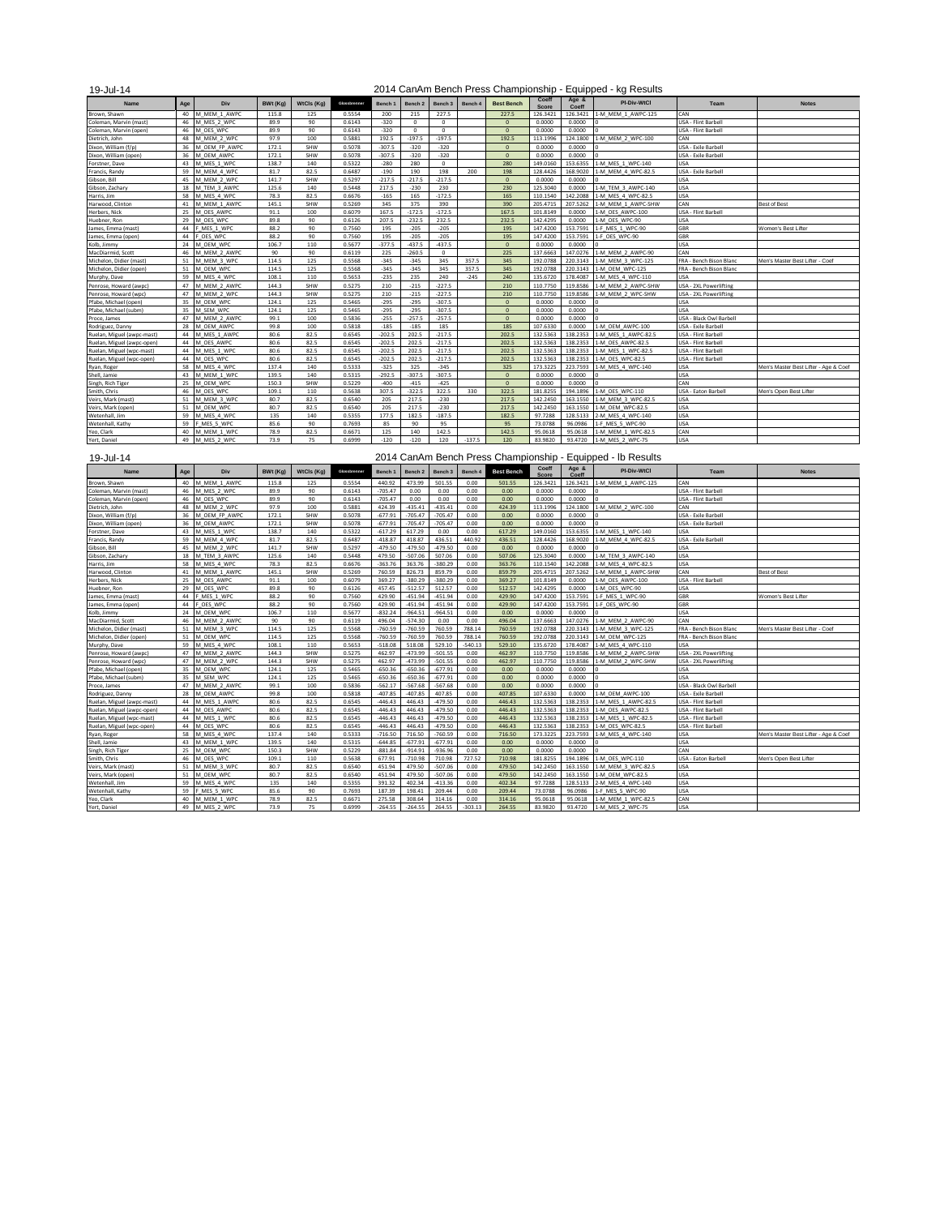19-Jul-14

## 2014 CanAm Bench Press Championship - Equipped - kg Results

| Name | Age | Div | BWt (Kg) | WtCls (Kg) | Glossbrenner | Bench 1 | Bench 2 | Bench 3 | Bench 4 | Best Bench | Coeff Score | Age & Coeff | Pl-Div-WtCl | Team | Notes |
|---|---|---|---|---|---|---|---|---|---|---|---|---|---|---|---|
| Brown, Shawn | 40 | M_MEM_1_AWPC | 115.8 | 125 | 0.5554 | 200 | 215 | 227.5 | | 227.5 | 126.3421 | 126.3421 | 1-M_MEM_1_AWPC-125 | CAN | |
| Coleman, Marvin (mast) | 46 | M_MES_2_WPC | 89.9 | 90 | 0.6143 | -320 | 0 | 0 | | 0 | 0.0000 | 0.0000 | 0 | USA - Flint Barbell | |
| Coleman, Marvin (open) | 46 | M_OES_WPC | 89.9 | 90 | 0.6143 | -320 | 0 | 0 | | 0 | 0.0000 | 0.0000 | 0 | USA - Flint Barbell | |
| Dietrich, John | 48 | M_MEM_2_WPC | 97.9 | 100 | 0.5881 | 192.5 | -197.5 | -197.5 | | 192.5 | 113.1996 | 124.1800 | 1-M_MEM_2_WPC-100 | CAN | |
| Dixon, William (f/p) | 36 | M_OEM_FP_AWPC | 172.1 | SHW | 0.5078 | -307.5 | -320 | -320 | | 0 | 0.0000 | 0.0000 | 0 | USA - Exile Barbell | |
| Dixon, William (open) | 36 | M_OEM_AWPC | 172.1 | SHW | 0.5078 | -307.5 | -320 | -320 | | 0 | 0.0000 | 0.0000 | 0 | USA - Exile Barbell | |
| Forstner, Dave | 43 | M_MES_1_WPC | 138.7 | 140 | 0.5322 | -280 | 280 | 0 | | 280 | 149.0160 | 153.6355 | 1-M_MES_1_WPC-140 | USA | |
| Francis, Randy | 59 | M_MEM_4_WPC | 81.7 | 82.5 | 0.6487 | -190 | 190 | 198 | 200 | 198 | 128.4426 | 168.9020 | 1-M_MEM_4_WPC-82.5 | USA - Exile Barbell | |
| Gibson, Bill | 45 | M_MEM_2_WPC | 141.7 | SHW | 0.5297 | -217.5 | -217.5 | -217.5 | | 0 | 0.0000 | 0.0000 | 0 | USA | |
| Gibson, Zachary | 18 | M_TEM_3_AWPC | 125.6 | 140 | 0.5448 | 217.5 | -230 | 230 | | 230 | 125.3040 | 0.0000 | 1-M_TEM_3_AWPC-140 | USA | |
| Harris, Jim | 58 | M_MES_4_WPC | 78.3 | 82.5 | 0.6676 | -165 | 165 | -172.5 | | 165 | 110.1540 | 142.2088 | 1-M_MES_4_WPC-82.5 | USA | |
| Harwood, Clinton | 41 | M_MEM_1_AWPC | 145.1 | SHW | 0.5269 | 345 | 375 | 390 | | 390 | 205.4715 | 207.5262 | 1-M_MEM_1_AWPC-SHW | CAN | Best of Best |
| Herbers, Nick | 25 | M_OES_AWPC | 91.1 | 100 | 0.6079 | 167.5 | -172.5 | -172.5 | | 167.5 | 101.8149 | 0.0000 | 1-M_OES_AWPC-100 | USA - Flint Barbell | |
| Huebner, Ron | 29 | M_OES_WPC | 89.8 | 90 | 0.6126 | 207.5 | -232.5 | 232.5 | | 232.5 | 142.4295 | 0.0000 | 1-M_OES_WPC-90 | USA | |
| James, Emma (mast) | 44 | F_MES_1_WPC | 88.2 | 90 | 0.7560 | 195 | -205 | -205 | | 195 | 147.4200 | 153.7591 | 1-F_MES_1_WPC-90 | GBR | Women's Best Lifter |
| James, Emma (open) | 44 | F_OES_WPC | 88.2 | 90 | 0.7560 | 195 | -205 | -205 | | 195 | 147.4200 | 153.7591 | 1-F_OES_WPC-90 | GBR | |
| Kolb, Jimmy | 24 | M_OEM_WPC | 106.7 | 110 | 0.5677 | -377.5 | -437.5 | -437.5 | | 0 | 0.0000 | 0.0000 | 0 | USA | |
| MacDiarmid, Scott | 46 | M_MEM_2_AWPC | 90 | 90 | 0.6119 | 225 | -260.5 | 0 | | 225 | 137.6663 | 147.0276 | 1-M_MEM_2_AWPC-90 | CAN | |
| Michelon, Didier (mast) | 51 | M_MEM_3_WPC | 114.5 | 125 | 0.5568 | -345 | -345 | 345 | 357.5 | 345 | 192.0788 | 220.3143 | 1-M_MEM_3_WPC-125 | FRA - Bench Bison Blanc | Men's Master Best Lifter - Coef |
| Michelon, Didier (open) | 51 | M_OEM_WPC | 114.5 | 125 | 0.5568 | -345 | -345 | 345 | 357.5 | 345 | 192.0788 | 220.3143 | 1-M_OEM_WPC-125 | FRA - Bench Bison Blanc | |
| Murphy, Dave | 59 | M_MES_4_WPC | 108.1 | 110 | 0.5653 | -235 | 235 | 240 | -245 | 240 | 135.6720 | 178.4087 | 1-M_MES_4_WPC-110 | USA | |
| Penrose, Howard (awpc) | 47 | M_MEM_2_AWPC | 144.3 | SHW | 0.5275 | 210 | -215 | -227.5 | | 210 | 110.7750 | 119.8586 | 1-M_MEM_2_AWPC-SHW | USA - 2XL Powerlifting | |
| Penrose, Howard (wpc) | 47 | M_MEM_2_WPC | 144.3 | SHW | 0.5275 | 210 | -215 | -227.5 | | 210 | 110.7750 | 119.8586 | 1-M_MEM_2_WPC-SHW | USA - 2XL Powerlifting | |
| Pfabe, Michael (open) | 35 | M_OEM_WPC | 124.1 | 125 | 0.5465 | -295 | -295 | -307.5 | | 0 | 0.0000 | 0.0000 | 0 | USA | |
| Pfabe, Michael (subm) | 35 | M_SEM_WPC | 124.1 | 125 | 0.5465 | -295 | -295 | -307.5 | | 0 | 0.0000 | 0.0000 | 0 | USA | |
| Proce, James | 47 | M_MEM_2_AWPC | 99.1 | 100 | 0.5836 | -255 | -257.5 | -257.5 | | 0 | 0.0000 | 0.0000 | 0 | USA - Black Owl Barbell | |
| Rodriguez, Danny | 28 | M_OEM_AWPC | 99.8 | 100 | 0.5818 | -185 | -185 | 185 | | 185 | 107.6330 | 0.0000 | 1-M_OEM_AWPC-100 | USA - Exile Barbell | |
| Ruelan, Miguel (awpc-mast) | 44 | M_MES_1_AWPC | 80.6 | 82.5 | 0.6545 | -202.5 | 202.5 | -217.5 | | 202.5 | 132.5363 | 138.2353 | 1-M_MES_1_AWPC-82.5 | USA - Flint Barbell | |
| Ruelan, Miguel (awpc-open) | 44 | M_OES_AWPC | 80.6 | 82.5 | 0.6545 | -202.5 | 202.5 | -217.5 | | 202.5 | 132.5363 | 138.2353 | 1-M_OES_AWPC-82.5 | USA - Flint Barbell | |
| Ruelan, Miguel (wpc-mast) | 44 | M_MES_1_WPC | 80.6 | 82.5 | 0.6545 | -202.5 | 202.5 | -217.5 | | 202.5 | 132.5363 | 138.2353 | 1-M_MES_1_WPC-82.5 | USA - Flint Barbell | |
| Ruelan, Miguel (wpc-open) | 44 | M_OES_WPC | 80.6 | 82.5 | 0.6545 | -202.5 | 202.5 | -217.5 | | 202.5 | 132.5363 | 138.2353 | 1-M_OES_WPC-82.5 | USA - Flint Barbell | |
| Ryan, Roger | 58 | M_MES_4_WPC | 137.4 | 140 | 0.5333 | -325 | 325 | -345 | | 325 | 173.3225 | 223.7593 | 1-M_MES_4_WPC-140 | USA | Men's Master Best Lifter - Age & Coef |
| Shell, Jamie | 43 | M_MEM_1_WPC | 139.5 | 140 | 0.5315 | -292.5 | -307.5 | -307.5 | | 0 | 0.0000 | 0.0000 | 0 | USA | |
| Singh, Rich Tiger | 25 | M_OEM_WPC | 150.3 | SHW | 0.5229 | -400 | -415 | -425 | | 0 | 0.0000 | 0.0000 | 0 | CAN | |
| Smith, Chris | 46 | M_OES_WPC | 109.1 | 110 | 0.5638 | 307.5 | -322.5 | 322.5 | 330 | 322.5 | 181.8255 | 194.1896 | 1-M_OES_WPC-110 | USA - Eaton Barbell | Men's Open Best Lifter |
| Veirs, Mark (mast) | 51 | M_MEM_3_WPC | 80.7 | 82.5 | 0.6540 | 205 | 217.5 | -230 | | 217.5 | 142.2450 | 163.1550 | 1-M_MEM_3_WPC-82.5 | USA | |
| Veirs, Mark (open) | 51 | M_OEM_WPC | 80.7 | 82.5 | 0.6540 | 205 | 217.5 | -230 | | 217.5 | 142.2450 | 163.1550 | 1-M_OEM_WPC-82.5 | USA | |
| Wetenhall, Jim | 59 | M_MES_4_WPC | 135 | 140 | 0.5355 | 177.5 | 182.5 | -187.5 | | 182.5 | 97.7288 | 128.5133 | 2-M_MES_4_WPC-140 | USA | |
| Wetenhall, Kathy | 59 | F_MES_5_WPC | 85.6 | 90 | 0.7693 | 85 | 90 | 95 | | 95 | 73.0788 | 96.0986 | 1-F_MES_5_WPC-90 | USA | |
| Yeo, Clark | 40 | M_MEM_1_WPC | 78.9 | 82.5 | 0.6671 | 125 | 140 | 142.5 | | 142.5 | 95.0618 | 95.0618 | 1-M_MEM_1_WPC-82.5 | CAN | |
| Yert, Daniel | 49 | M_MES_2_WPC | 73.9 | 75 | 0.6999 | -120 | -120 | 120 | -137.5 | 120 | 83.9820 | 93.4720 | 1-M_MES_2_WPC-75 | USA | |

19-Jul-14

## 2014 CanAm Bench Press Championship - Equipped - lb Results

| Name | Age | Div | BWt (Kg) | WtCls (Kg) | Glossbrenner | Bench 1 | Bench 2 | Bench 3 | Bench 4 | Best Bench | Coeff Score | Age & Coeff | Pl-Div-WtCl | Team | Notes |
|---|---|---|---|---|---|---|---|---|---|---|---|---|---|---|---|
| Brown, Shawn | 40 | M_MEM_1_AWPC | 115.8 | 125 | 0.5554 | 440.92 | 473.99 | 501.55 | 0.00 | 501.55 | 126.3421 | 126.3421 | 1-M_MEM_1_AWPC-125 | CAN | |
| Coleman, Marvin (mast) | 46 | M_MES_2_WPC | 89.9 | 90 | 0.6143 | -705.47 | 0.00 | 0.00 | 0.00 | 0.00 | 0.0000 | 0.0000 | 0 | USA - Flint Barbell | |
| Coleman, Marvin (open) | 46 | M_OES_WPC | 89.9 | 90 | 0.6143 | -705.47 | 0.00 | 0.00 | 0.00 | 0.00 | 0.0000 | 0.0000 | 0 | USA - Flint Barbell | |
| Dietrich, John | 48 | M_MEM_2_WPC | 97.9 | 100 | 0.5881 | 424.39 | -435.41 | -435.41 | 0.00 | 424.39 | 113.1996 | 124.1800 | 1-M_MEM_2_WPC-100 | CAN | |
| Dixon, William (f/p) | 36 | M_OEM_FP_AWPC | 172.1 | SHW | 0.5078 | -677.91 | -705.47 | -705.47 | 0.00 | 0.00 | 0.0000 | 0.0000 | 0 | USA - Exile Barbell | |
| Dixon, William (open) | 36 | M_OEM_AWPC | 172.1 | SHW | 0.5078 | -677.91 | -705.47 | -705.47 | 0.00 | 0.00 | 0.0000 | 0.0000 | 0 | USA - Exile Barbell | |
| Forstner, Dave | 43 | M_MES_1_WPC | 138.7 | 140 | 0.5322 | -617.29 | 617.29 | 0.00 | 0.00 | 617.29 | 149.0160 | 153.6355 | 1-M_MES_1_WPC-140 | USA | |
| Francis, Randy | 59 | M_MEM_4_WPC | 81.7 | 82.5 | 0.6487 | -418.87 | 418.87 | 436.51 | 440.92 | 436.51 | 128.4426 | 168.9020 | 1-M_MEM_4_WPC-82.5 | USA - Exile Barbell | |
| Gibson, Bill | 45 | M_MEM_2_WPC | 141.7 | SHW | 0.5297 | -479.50 | -479.50 | -479.50 | 0.00 | 0.00 | 0.0000 | 0.0000 | 0 | USA | |
| Gibson, Zachary | 18 | M_TEM_3_AWPC | 125.6 | 140 | 0.5448 | 479.50 | -507.06 | 507.06 | 0.00 | 507.06 | 125.3040 | 0.0000 | 1-M_TEM_3_AWPC-140 | USA | |
| Harris, Jim | 58 | M_MES_4_WPC | 78.3 | 82.5 | 0.6676 | -363.76 | 363.76 | -380.29 | 0.00 | 363.76 | 110.1540 | 142.2088 | 1-M_MES_4_WPC-82.5 | USA | |
| Harwood, Clinton | 41 | M_MEM_1_AWPC | 145.1 | SHW | 0.5269 | 760.59 | 826.73 | 859.79 | 0.00 | 859.79 | 205.4715 | 207.5262 | 1-M_MEM_1_AWPC-SHW | CAN | Best of Best |
| Herbers, Nick | 25 | M_OES_AWPC | 91.1 | 100 | 0.6079 | 369.27 | -380.29 | -380.29 | 0.00 | 369.27 | 101.8149 | 0.0000 | 1-M_OES_AWPC-100 | USA - Flint Barbell | |
| Huebner, Ron | 29 | M_OES_WPC | 89.8 | 90 | 0.6126 | 457.45 | -512.57 | 512.57 | 0.00 | 512.57 | 142.4295 | 0.0000 | 1-M_OES_WPC-90 | USA | |
| James, Emma (mast) | 44 | F_MES_1_WPC | 88.2 | 90 | 0.7560 | 429.90 | -451.94 | -451.94 | 0.00 | 429.90 | 147.4200 | 153.7591 | 1-F_MES_1_WPC-90 | GBR | Women's Best Lifter |
| James, Emma (open) | 44 | F_OES_WPC | 88.2 | 90 | 0.7560 | 429.90 | -451.94 | -451.94 | 0.00 | 429.90 | 147.4200 | 153.7591 | 1-F_OES_WPC-90 | GBR | |
| Kolb, Jimmy | 24 | M_OEM_WPC | 106.7 | 110 | 0.5677 | -832.24 | -964.51 | -964.51 | 0.00 | 0.00 | 0.0000 | 0.0000 | 0 | USA | |
| MacDiarmid, Scott | 46 | M_MEM_2_AWPC | 90 | 90 | 0.6119 | 496.04 | -574.30 | 0.00 | 0.00 | 496.04 | 137.6663 | 147.0276 | 1-M_MEM_2_AWPC-90 | CAN | |
| Michelon, Didier (mast) | 51 | M_MEM_3_WPC | 114.5 | 125 | 0.5568 | -760.59 | -760.59 | 760.59 | 788.14 | 760.59 | 192.0788 | 220.3143 | 1-M_MEM_3_WPC-125 | FRA - Bench Bison Blanc | Men's Master Best Lifter - Coef |
| Michelon, Didier (open) | 51 | M_OEM_WPC | 114.5 | 125 | 0.5568 | -760.59 | -760.59 | 760.59 | 788.14 | 760.59 | 192.0788 | 220.3143 | 1-M_OEM_WPC-125 | FRA - Bench Bison Blanc | |
| Murphy, Dave | 59 | M_MES_4_WPC | 108.1 | 110 | 0.5653 | -518.08 | 518.08 | 529.10 | -540.13 | 529.10 | 135.6720 | 178.4087 | 1-M_MES_4_WPC-110 | USA | |
| Penrose, Howard (awpc) | 47 | M_MEM_2_AWPC | 144.3 | SHW | 0.5275 | 462.97 | -473.99 | -501.55 | 0.00 | 462.97 | 110.7750 | 119.8586 | 1-M_MEM_2_AWPC-SHW | USA - 2XL Powerlifting | |
| Penrose, Howard (wpc) | 47 | M_MEM_2_WPC | 144.3 | SHW | 0.5275 | 462.97 | -473.99 | -501.55 | 0.00 | 462.97 | 110.7750 | 119.8586 | 1-M_MEM_2_WPC-SHW | USA - 2XL Powerlifting | |
| Pfabe, Michael (open) | 35 | M_OEM_WPC | 124.1 | 125 | 0.5465 | -650.36 | -650.36 | -677.91 | 0.00 | 0.00 | 0.0000 | 0.0000 | 0 | USA | |
| Pfabe, Michael (subm) | 35 | M_SEM_WPC | 124.1 | 125 | 0.5465 | -650.36 | -650.36 | -677.91 | 0.00 | 0.00 | 0.0000 | 0.0000 | 0 | USA | |
| Proce, James | 47 | M_MEM_2_AWPC | 99.1 | 100 | 0.5836 | -562.17 | -567.68 | -567.68 | 0.00 | 0.00 | 0.0000 | 0.0000 | 0 | USA - Black Owl Barbell | |
| Rodriguez, Danny | 28 | M_OEM_AWPC | 99.8 | 100 | 0.5818 | -407.85 | -407.85 | 407.85 | 0.00 | 407.85 | 107.6330 | 0.0000 | 1-M_OEM_AWPC-100 | USA - Exile Barbell | |
| Ruelan, Miguel (awpc-mast) | 44 | M_MES_1_AWPC | 80.6 | 82.5 | 0.6545 | -446.43 | 446.43 | -479.50 | 0.00 | 446.43 | 132.5363 | 138.2353 | 1-M_MES_1_AWPC-82.5 | USA - Flint Barbell | |
| Ruelan, Miguel (awpc-open) | 44 | M_OES_AWPC | 80.6 | 82.5 | 0.6545 | -446.43 | 446.43 | -479.50 | 0.00 | 446.43 | 132.5363 | 138.2353 | 1-M_OES_AWPC-82.5 | USA - Flint Barbell | |
| Ruelan, Miguel (wpc-mast) | 44 | M_MES_1_WPC | 80.6 | 82.5 | 0.6545 | -446.43 | 446.43 | -479.50 | 0.00 | 446.43 | 132.5363 | 138.2353 | 1-M_MES_1_WPC-82.5 | USA - Flint Barbell | |
| Ruelan, Miguel (wpc-open) | 44 | M_OES_WPC | 80.6 | 82.5 | 0.6545 | -446.43 | 446.43 | -479.50 | 0.00 | 446.43 | 132.5363 | 138.2353 | 1-M_OES_WPC-82.5 | USA - Flint Barbell | |
| Ryan, Roger | 58 | M_MES_4_WPC | 137.4 | 140 | 0.5333 | -716.50 | 716.50 | -760.59 | 0.00 | 716.50 | 173.3225 | 223.7593 | 1-M_MES_4_WPC-140 | USA | Men's Master Best Lifter - Age & Coef |
| Shell, Jamie | 43 | M_MEM_1_WPC | 139.5 | 140 | 0.5315 | -644.85 | -677.91 | -677.91 | 0.00 | 0.00 | 0.0000 | 0.0000 | 0 | USA | |
| Singh, Rich Tiger | 25 | M_OEM_WPC | 150.3 | SHW | 0.5229 | -881.84 | -914.91 | -936.96 | 0.00 | 0.00 | 0.0000 | 0.0000 | 0 | CAN | |
| Smith, Chris | 46 | M_OES_WPC | 109.1 | 110 | 0.5638 | 677.91 | -710.98 | 710.98 | 727.52 | 710.98 | 181.8255 | 194.1896 | 1-M_OES_WPC-110 | USA - Eaton Barbell | Men's Open Best Lifter |
| Veirs, Mark (mast) | 51 | M_MEM_3_WPC | 80.7 | 82.5 | 0.6540 | 451.94 | 479.50 | -507.06 | 0.00 | 479.50 | 142.2450 | 163.1550 | 1-M_MEM_3_WPC-82.5 | USA | |
| Veirs, Mark (open) | 51 | M_OEM_WPC | 80.7 | 82.5 | 0.6540 | 451.94 | 479.50 | -507.06 | 0.00 | 479.50 | 142.2450 | 163.1550 | 1-M_OEM_WPC-82.5 | USA | |
| Wetenhall, Jim | 59 | M_MES_4_WPC | 135 | 140 | 0.5355 | 391.32 | 402.34 | -413.36 | 0.00 | 402.34 | 97.7288 | 128.5133 | 2-M_MES_4_WPC-140 | USA | |
| Wetenhall, Kathy | 59 | F_MES_5_WPC | 85.6 | 90 | 0.7693 | 187.39 | 198.41 | 209.44 | 0.00 | 209.44 | 73.0788 | 96.0986 | 1-F_MES_5_WPC-90 | USA | |
| Yeo, Clark | 40 | M_MEM_1_WPC | 78.9 | 82.5 | 0.6671 | 275.58 | 308.64 | 314.16 | 0.00 | 314.16 | 95.0618 | 95.0618 | 1-M_MEM_1_WPC-82.5 | CAN | |
| Yert, Daniel | 49 | M_MES_2_WPC | 73.9 | 75 | 0.6999 | -264.55 | -264.55 | 264.55 | -303.13 | 264.55 | 83.9820 | 93.4720 | 1-M_MES_2_WPC-75 | USA | |